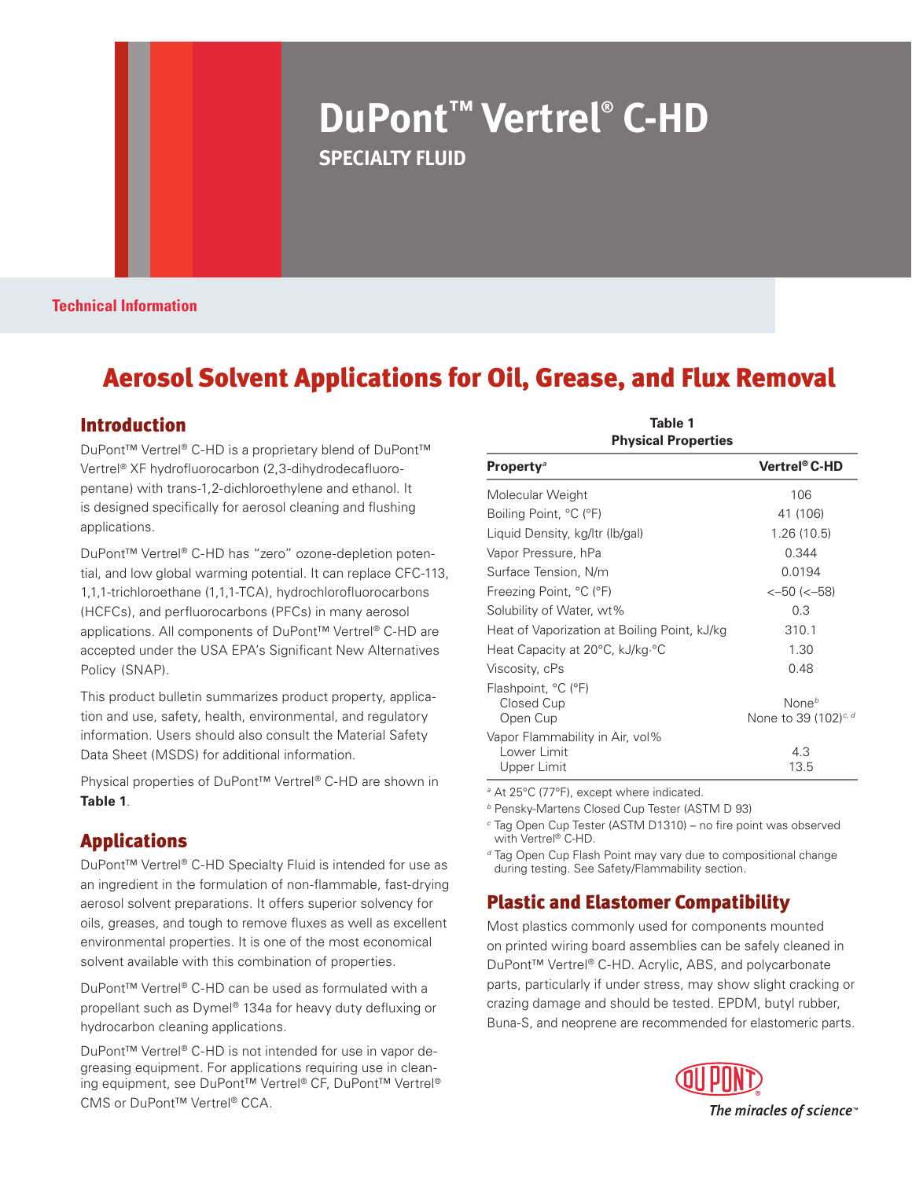# DuPont™ Vertrel® C-HD

**SPECIALTY FLUID**

**Technical Information**

## Aerosol Solvent Applications for Oil, Grease, and Flux Removal

### Introduction

DuPont™ Vertrel® C-HD is a proprietary blend of DuPont™ Vertrel® XF hydrofluorocarbon (2,3-dihydrodecafluoropentane) with trans-1,2-dichloroethylene and ethanol. It is designed specifically for aerosol cleaning and flushing applications.

DuPont™ Vertrel® C-HD has "zero" ozone-depletion potential, and low global warming potential. It can replace CFC-113, 1,1,1-trichloroethane (1,1,1-TCA), hydrochlorofluorocarbons (HCFCs), and perfluorocarbons (PFCs) in many aerosol applications. All components of DuPont™ Vertrel® C-HD are accepted under the USA EPA's Significant New Alternatives Policy (SNAP).

This product bulletin summarizes product property, application and use, safety, health, environmental, and regulatory information. Users should also consult the Material Safety Data Sheet (MSDS) for additional information.

Physical properties of DuPont™ Vertrel® C-HD are shown in **Table 1**.

### Applications

DuPont™ Vertrel® C-HD Specialty Fluid is intended for use as an ingredient in the formulation of non-flammable, fast-drying aerosol solvent preparations. It offers superior solvency for oils, greases, and tough to remove fluxes as well as excellent environmental properties. It is one of the most economical solvent available with this combination of properties.

DuPont™ Vertrel® C-HD can be used as formulated with a propellant such as Dymel® 134a for heavy duty defluxing or hydrocarbon cleaning applications.

DuPont™ Vertrel® C-HD is not intended for use in vapor degreasing equipment. For applications requiring use in cleaning equipment, see DuPont™ Vertrel® CF, DuPont™ Vertrel® CMS or DuPont™ Vertrel® CCA.

**Table 1**
**Physical Properties**

| Property[a] | Vertrel® C-HD |
|---|---|
| Molecular Weight | 106 |
| Boiling Point, °C (°F) | 41 (106) |
| Liquid Density, kg/ltr (lb/gal) | 1.26 (10.5) |
| Vapor Pressure, hPa | 0.344 |
| Surface Tension, N/m | 0.0194 |
| Freezing Point, °C (°F) | <–50 (<–58) |
| Solubility of Water, wt% | 0.3 |
| Heat of Vaporization at Boiling Point, kJ/kg | 310.1 |
| Heat Capacity at 20°C, kJ/kg·°C | 1.30 |
| Viscosity, cPs | 0.48 |
| Flashpoint, °C (°F) | |
| Closed Cup | None[b] |
| Open Cup | None to 39 (102)[c, d] |
| Vapor Flammability in Air, vol% | |
| Lower Limit | 4.3 |
| Upper Limit | 13.5 |

[a] At 25°C (77°F), except where indicated.

[b] Pensky-Martens Closed Cup Tester (ASTM D 93)

[c] Tag Open Cup Tester (ASTM D1310) – no fire point was observed with Vertrel® C-HD.

[d] Tag Open Cup Flash Point may vary due to compositional change during testing. See Safety/Flammability section.

### Plastic and Elastomer Compatibility

Most plastics commonly used for components mounted on printed wiring board assemblies can be safely cleaned in DuPont™ Vertrel® C-HD. Acrylic, ABS, and polycarbonate parts, particularly if under stress, may show slight cracking or crazing damage and should be tested. EPDM, butyl rubber, Buna-S, and neoprene are recommended for elastomeric parts.

DuPont

The miracles of science™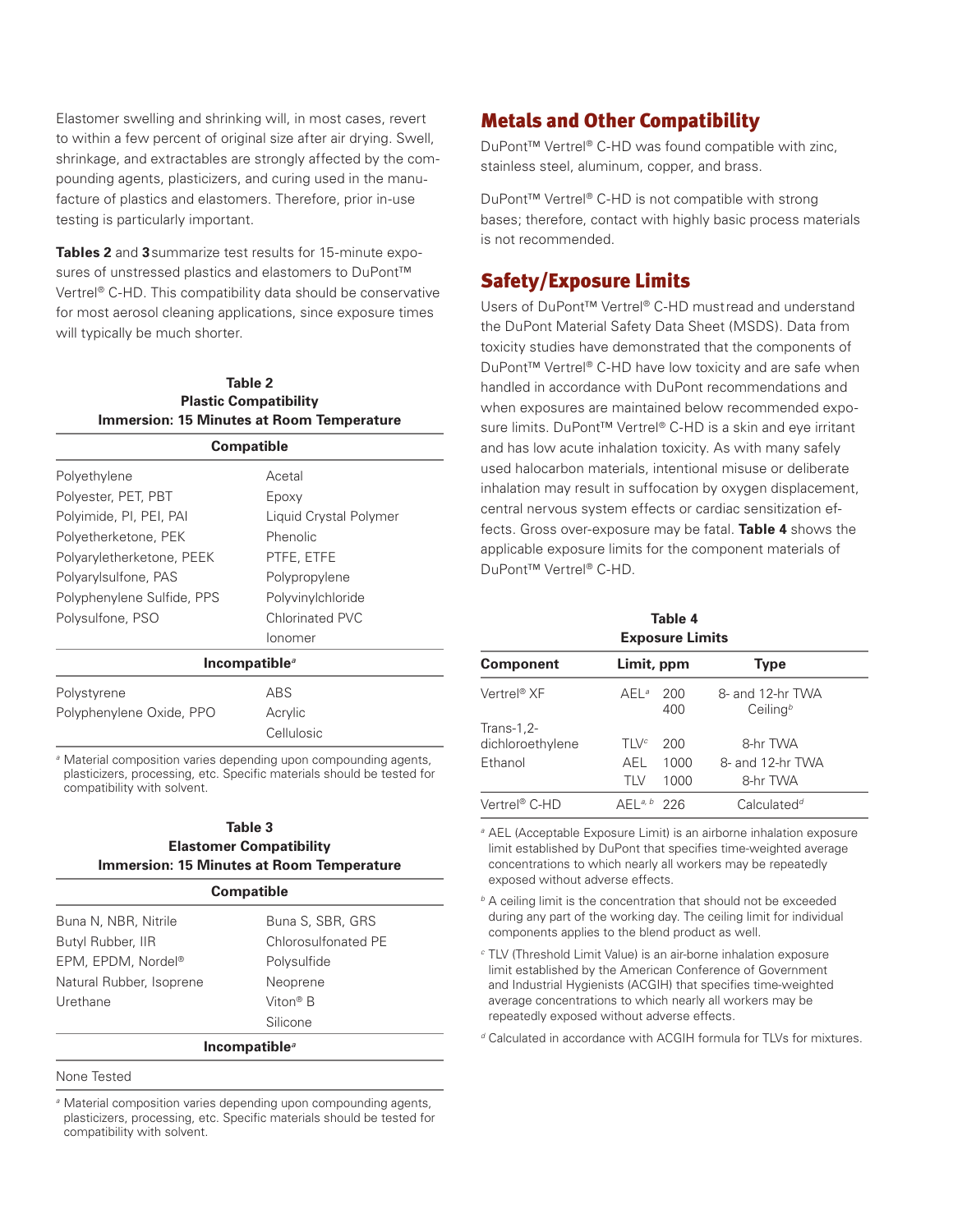Elastomer swelling and shrinking will, in most cases, revert to within a few percent of original size after air drying. Swell, shrinkage, and extractables are strongly affected by the compounding agents, plasticizers, and curing used in the manufacture of plastics and elastomers. Therefore, prior in-use testing is particularly important.

**Tables 2** and **3** summarize test results for 15-minute exposures of unstressed plastics and elastomers to DuPont™ Vertrel® C-HD. This compatibility data should be conservative for most aerosol cleaning applications, since exposure times will typically be much shorter.

**Table 2**
**Plastic Compatibility**
**Immersion: 15 Minutes at Room Temperature**

| **Compatible** | |
|---|---|
| Polyethylene | Acetal |
| Polyester, PET, PBT | Epoxy |
| Polyimide, PI, PEI, PAI | Liquid Crystal Polymer |
| Polyetherketone, PEK | Phenolic |
| Polyaryletherketone, PEEK | PTFE, ETFE |
| Polyarylsulfone, PAS | Polypropylene |
| Polyphenylene Sulfide, PPS | Polyvinylchloride |
| Polysulfone, PSO | Chlorinated PVC |
| | Ionomer |
| **Incompatible**[a] | |
| Polystyrene | ABS |
| Polyphenylene Oxide, PPO | Acrylic |
| | Cellulosic |

[a] Material composition varies depending upon compounding agents, plasticizers, processing, etc. Specific materials should be tested for compatibility with solvent.

**Table 3**
**Elastomer Compatibility**
**Immersion: 15 Minutes at Room Temperature**

| **Compatible** | |
|---|---|
| Buna N, NBR, Nitrile | Buna S, SBR, GRS |
| Butyl Rubber, IIR | Chlorosulfonated PE |
| EPM, EPDM, Nordel® | Polysulfide |
| Natural Rubber, Isoprene | Neoprene |
| Urethane | Viton® B |
| | Silicone |
| **Incompatible**[a] | |
| None Tested | |

[a] Material composition varies depending upon compounding agents, plasticizers, processing, etc. Specific materials should be tested for compatibility with solvent.

## Metals and Other Compatibility

DuPont™ Vertrel® C-HD was found compatible with zinc, stainless steel, aluminum, copper, and brass.

DuPont™ Vertrel® C-HD is not compatible with strong bases; therefore, contact with highly basic process materials is not recommended.

## Safety/Exposure Limits

Users of DuPont™ Vertrel® C-HD must read and understand the DuPont Material Safety Data Sheet (MSDS). Data from toxicity studies have demonstrated that the components of DuPont™ Vertrel® C-HD have low toxicity and are safe when handled in accordance with DuPont recommendations and when exposures are maintained below recommended exposure limits. DuPont™ Vertrel® C-HD is a skin and eye irritant and has low acute inhalation toxicity. As with many safely used halocarbon materials, intentional misuse or deliberate inhalation may result in suffocation by oxygen displacement, central nervous system effects or cardiac sensitization effects. Gross over-exposure may be fatal. **Table 4** shows the applicable exposure limits for the component materials of DuPont™ Vertrel® C-HD.

**Table 4**
**Exposure Limits**

| Component | Limit, ppm | | Type |
|---|---|---|---|
| Vertrel® XF | AEL[a] | 200 | 8- and 12-hr TWA |
| | | 400 | Ceiling[b] |
| Trans-1,2-dichloroethylene | TLV[c] | 200 | 8-hr TWA |
| Ethanol | AEL | 1000 | 8- and 12-hr TWA |
| | TLV | 1000 | 8-hr TWA |
| Vertrel® C-HD | AEL[a, b] | 226 | Calculated[d] |

[a] AEL (Acceptable Exposure Limit) is an airborne inhalation exposure limit established by DuPont that specifies time-weighted average concentrations to which nearly all workers may be repeatedly exposed without adverse effects.

[b] A ceiling limit is the concentration that should not be exceeded during any part of the working day. The ceiling limit for individual components applies to the blend product as well.

[c] TLV (Threshold Limit Value) is an air-borne inhalation exposure limit established by the American Conference of Government and Industrial Hygienists (ACGIH) that specifies time-weighted average concentrations to which nearly all workers may be repeatedly exposed without adverse effects.

[d] Calculated in accordance with ACGIH formula for TLVs for mixtures.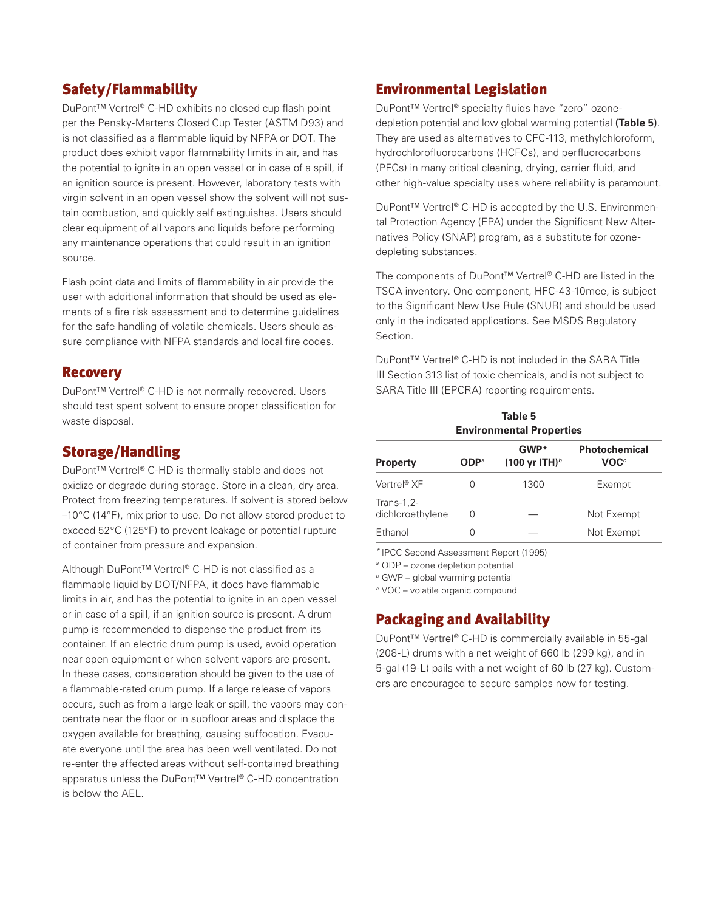## Safety/Flammability

DuPont™ Vertrel® C-HD exhibits no closed cup flash point per the Pensky-Martens Closed Cup Tester (ASTM D93) and is not classified as a flammable liquid by NFPA or DOT. The product does exhibit vapor flammability limits in air, and has the potential to ignite in an open vessel or in case of a spill, if an ignition source is present. However, laboratory tests with virgin solvent in an open vessel show the solvent will not sustain combustion, and quickly self extinguishes. Users should clear equipment of all vapors and liquids before performing any maintenance operations that could result in an ignition source.

Flash point data and limits of flammability in air provide the user with additional information that should be used as elements of a fire risk assessment and to determine guidelines for the safe handling of volatile chemicals. Users should assure compliance with NFPA standards and local fire codes.

## Recovery

DuPont™ Vertrel® C-HD is not normally recovered. Users should test spent solvent to ensure proper classification for waste disposal.

## Storage/Handling

DuPont™ Vertrel® C-HD is thermally stable and does not oxidize or degrade during storage. Store in a clean, dry area. Protect from freezing temperatures. If solvent is stored below –10°C (14°F), mix prior to use. Do not allow stored product to exceed 52°C (125°F) to prevent leakage or potential rupture of container from pressure and expansion.

Although DuPont™ Vertrel® C-HD is not classified as a flammable liquid by DOT/NFPA, it does have flammable limits in air, and has the potential to ignite in an open vessel or in case of a spill, if an ignition source is present. A drum pump is recommended to dispense the product from its container. If an electric drum pump is used, avoid operation near open equipment or when solvent vapors are present. In these cases, consideration should be given to the use of a flammable-rated drum pump. If a large release of vapors occurs, such as from a large leak or spill, the vapors may concentrate near the floor or in subfloor areas and displace the oxygen available for breathing, causing suffocation. Evacuate everyone until the area has been well ventilated. Do not re-enter the affected areas without self-contained breathing apparatus unless the DuPont™ Vertrel® C-HD concentration is below the AEL.

## Environmental Legislation

DuPont™ Vertrel® specialty fluids have "zero" ozone-depletion potential and low global warming potential **(Table 5)**. They are used as alternatives to CFC-113, methylchloroform, hydrochlorofluorocarbons (HCFCs), and perfluorocarbons (PFCs) in many critical cleaning, drying, carrier fluid, and other high-value specialty uses where reliability is paramount.

DuPont™ Vertrel® C-HD is accepted by the U.S. Environmental Protection Agency (EPA) under the Significant New Alternatives Policy (SNAP) program, as a substitute for ozone-depleting substances.

The components of DuPont™ Vertrel® C-HD are listed in the TSCA inventory. One component, HFC-43-10mee, is subject to the Significant New Use Rule (SNUR) and should be used only in the indicated applications. See MSDS Regulatory Section.

DuPont™ Vertrel® C-HD is not included in the SARA Title III Section 313 list of toxic chemicals, and is not subject to SARA Title III (EPCRA) reporting requirements.

**Table 5**
**Environmental Properties**

| Property | ODP[a] | GWP* (100 yr ITH)[b] | Photochemical VOC[c] |
|---|---|---|---|
| Vertrel® XF | 0 | 1300 | Exempt |
| Trans-1,2-dichloroethylene | 0 | — | Not Exempt |
| Ethanol | 0 | — | Not Exempt |

* IPCC Second Assessment Report (1995)
[a] ODP – ozone depletion potential
[b] GWP – global warming potential
[c] VOC – volatile organic compound

## Packaging and Availability

DuPont™ Vertrel® C-HD is commercially available in 55-gal (208-L) drums with a net weight of 660 lb (299 kg), and in 5-gal (19-L) pails with a net weight of 60 lb (27 kg). Customers are encouraged to secure samples now for testing.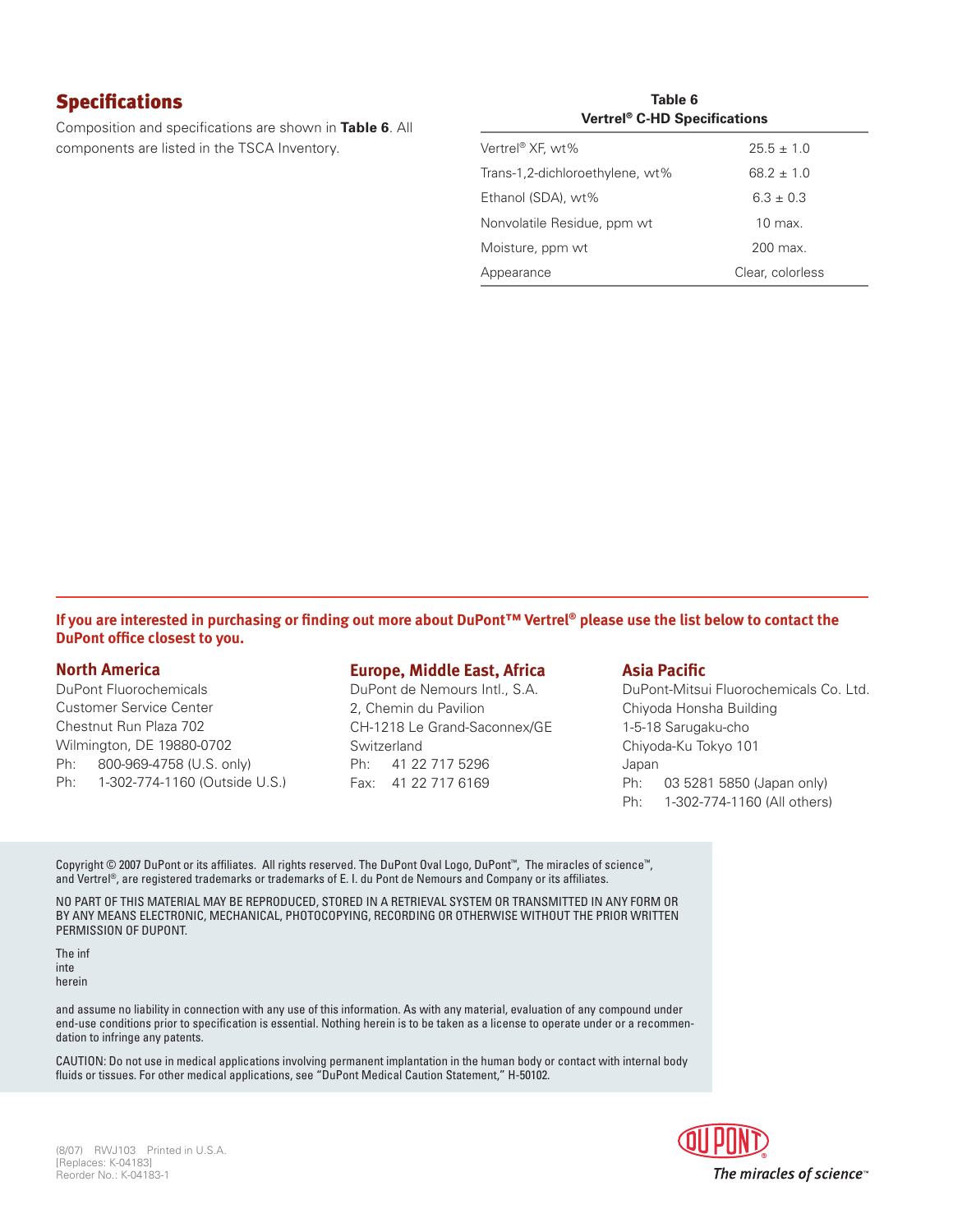## Specifications

Composition and specifications are shown in **Table 6**. All components are listed in the TSCA Inventory.

**Table 6**
**Vertrel® C-HD Specifications**

| | |
|---|---|
| Vertrel® XF, wt% | 25.5 ± 1.0 |
| Trans-1,2-dichloroethylene, wt% | 68.2 ± 1.0 |
| Ethanol (SDA), wt% | 6.3 ± 0.3 |
| Nonvolatile Residue, ppm wt | 10 max. |
| Moisture, ppm wt | 200 max. |
| Appearance | Clear, colorless |

**If you are interested in purchasing or finding out more about DuPont™ Vertrel® please use the list below to contact the DuPont office closest to you.**

### North America

DuPont Fluorochemicals
Customer Service Center
Chestnut Run Plaza 702
Wilmington, DE 19880-0702
Ph: 800-969-4758 (U.S. only)
Ph: 1-302-774-1160 (Outside U.S.)

### Europe, Middle East, Africa

DuPont de Nemours Intl., S.A.
2, Chemin du Pavilion
CH-1218 Le Grand-Saconnex/GE
Switzerland
Ph: 41 22 717 5296
Fax: 41 22 717 6169

### Asia Pacific

DuPont-Mitsui Fluorochemicals Co. Ltd.
Chiyoda Honsha Building
1-5-18 Sarugaku-cho
Chiyoda-Ku Tokyo 101
Japan
Ph: 03 5281 5850 (Japan only)
Ph: 1-302-774-1160 (All others)

Copyright © 2007 DuPont or its affiliates. All rights reserved. The DuPont Oval Logo, DuPont™, The miracles of science™, and Vertrel®, are registered trademarks or trademarks of E. I. du Pont de Nemours and Company or its affiliates.

NO PART OF THIS MATERIAL MAY BE REPRODUCED, STORED IN A RETRIEVAL SYSTEM OR TRANSMITTED IN ANY FORM OR BY ANY MEANS ELECTRONIC, MECHANICAL, PHOTOCOPYING, RECORDING OR OTHERWISE WITHOUT THE PRIOR WRITTEN PERMISSION OF DUPONT.

The inf
inte
herein

and assume no liability in connection with any use of this information. As with any material, evaluation of any compound under end-use conditions prior to specification is essential. Nothing herein is to be taken as a license to operate under or a recommendation to infringe any patents.

CAUTION: Do not use in medical applications involving permanent implantation in the human body or contact with internal body fluids or tissues. For other medical applications, see "DuPont Medical Caution Statement," H-50102.

(8/07) RWJ103 Printed in U.S.A.
[Replaces: K-04183]
Reorder No.: K-04183-1

DUPONT
*The miracles of science™*